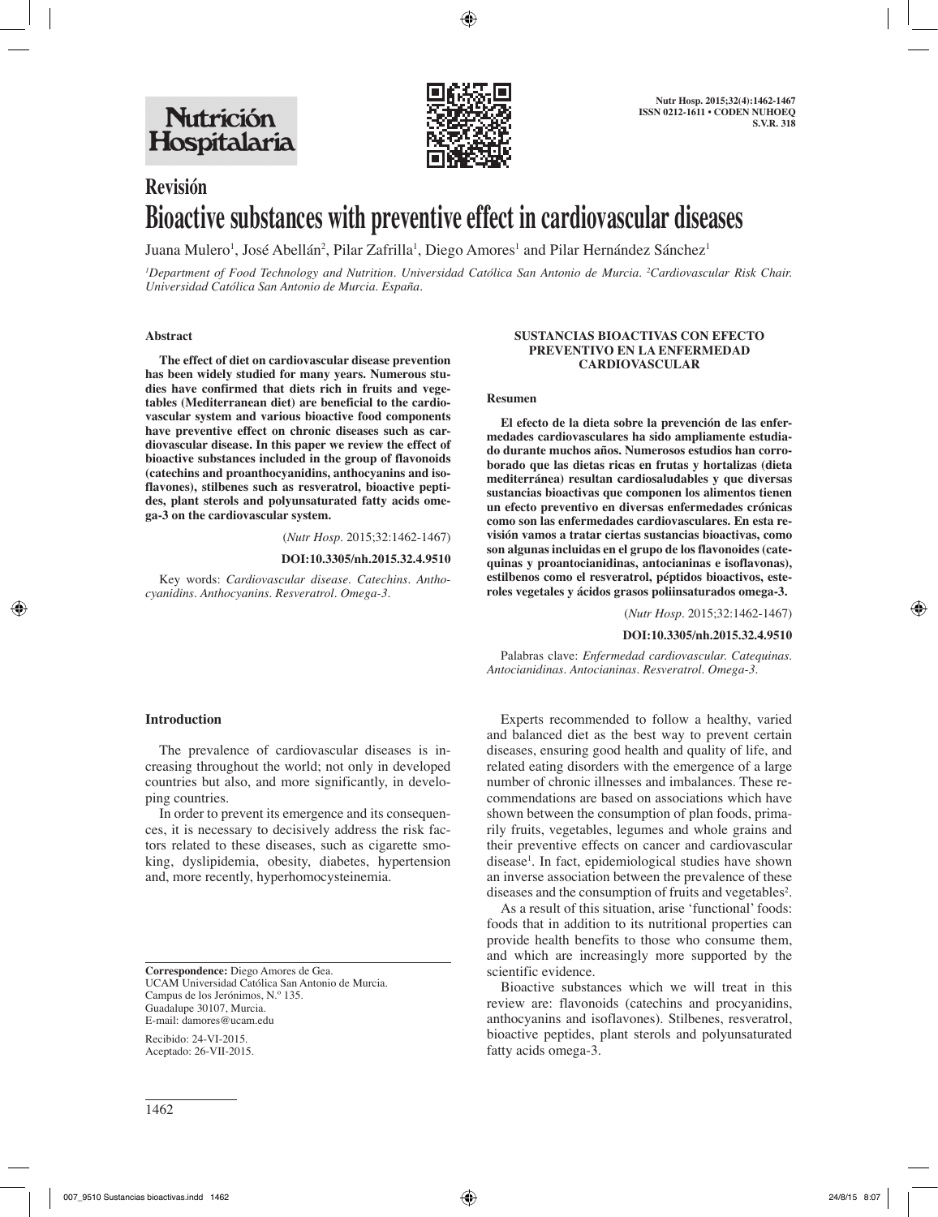Revisión

# Bioactive substances with preventive effect in cardiovascular diseases

Juana Mulero[1], José Abellán[2], Pilar Zafrilla[1], Diego Amores[1] and Pilar Hernández Sánchez[1]

[1]*Department of Food Technology and Nutrition. Universidad Católica San Antonio de Murcia.* [2]*Cardiovascular Risk Chair. Universidad Católica San Antonio de Murcia. España.*

### Abstract

**The effect of diet on cardiovascular disease prevention has been widely studied for many years. Numerous studies have confirmed that diets rich in fruits and vegetables (Mediterranean diet) are beneficial to the cardiovascular system and various bioactive food components have preventive effect on chronic diseases such as cardiovascular disease. In this paper we review the effect of bioactive substances included in the group of flavonoids (catechins and proanthocyanidins, anthocyanins and isoflavones), stilbenes such as resveratrol, bioactive peptides, plant sterols and polyunsaturated fatty acids omega-3 on the cardiovascular system.**

(*Nutr Hosp.* 2015;32:1462-1467)

**DOI:10.3305/nh.2015.32.4.9510**

Key words: *Cardiovascular disease. Catechins. Anthocyanidins. Anthocyanins. Resveratrol. Omega-3.*

### SUSTANCIAS BIOACTIVAS CON EFECTO PREVENTIVO EN LA ENFERMEDAD CARDIOVASCULAR

### Resumen

**El efecto de la dieta sobre la prevención de las enfermedades cardiovasculares ha sido ampliamente estudiado durante muchos años. Numerosos estudios han corroborado que las dietas ricas en frutas y hortalizas (dieta mediterránea) resultan cardiosaludables y que diversas sustancias bioactivas que componen los alimentos tienen un efecto preventivo en diversas enfermedades crónicas como son las enfermedades cardiovasculares. En esta revisión vamos a tratar ciertas sustancias bioactivas, como son algunas incluidas en el grupo de los flavonoides (catequinas y proantocianidinas, antocianinas e isoflavonas), estilbenos como el resveratrol, péptidos bioactivos, esteroles vegetales y ácidos grasos poliinsaturados omega-3.**

(*Nutr Hosp.* 2015;32:1462-1467)

**DOI:10.3305/nh.2015.32.4.9510**

Palabras clave: *Enfermedad cardiovascular. Catequinas. Antocianidinas. Antocianinas. Resveratrol. Omega-3.*

## Introduction

The prevalence of cardiovascular diseases is increasing throughout the world; not only in developed countries but also, and more significantly, in developing countries.

In order to prevent its emergence and its consequences, it is necessary to decisively address the risk factors related to these diseases, such as cigarette smoking, dyslipidemia, obesity, diabetes, hypertension and, more recently, hyperhomocysteinemia.

**Correspondence:** Diego Amores de Gea.
UCAM Universidad Católica San Antonio de Murcia.
Campus de los Jerónimos, N.º 135.
Guadalupe 30107, Murcia.
E-mail: damores@ucam.edu

Recibido: 24-VI-2015.
Aceptado: 26-VII-2015.

Experts recommended to follow a healthy, varied and balanced diet as the best way to prevent certain diseases, ensuring good health and quality of life, and related eating disorders with the emergence of a large number of chronic illnesses and imbalances. These recommendations are based on associations which have shown between the consumption of plan foods, primarily fruits, vegetables, legumes and whole grains and their preventive effects on cancer and cardiovascular disease[1]. In fact, epidemiological studies have shown an inverse association between the prevalence of these diseases and the consumption of fruits and vegetables[2].

As a result of this situation, arise 'functional' foods: foods that in addition to its nutritional properties can provide health benefits to those who consume them, and which are increasingly more supported by the scientific evidence.

Bioactive substances which we will treat in this review are: flavonoids (catechins and procyanidins, anthocyanins and isoflavones). Stilbenes, resveratrol, bioactive peptides, plant sterols and polyunsaturated fatty acids omega-3.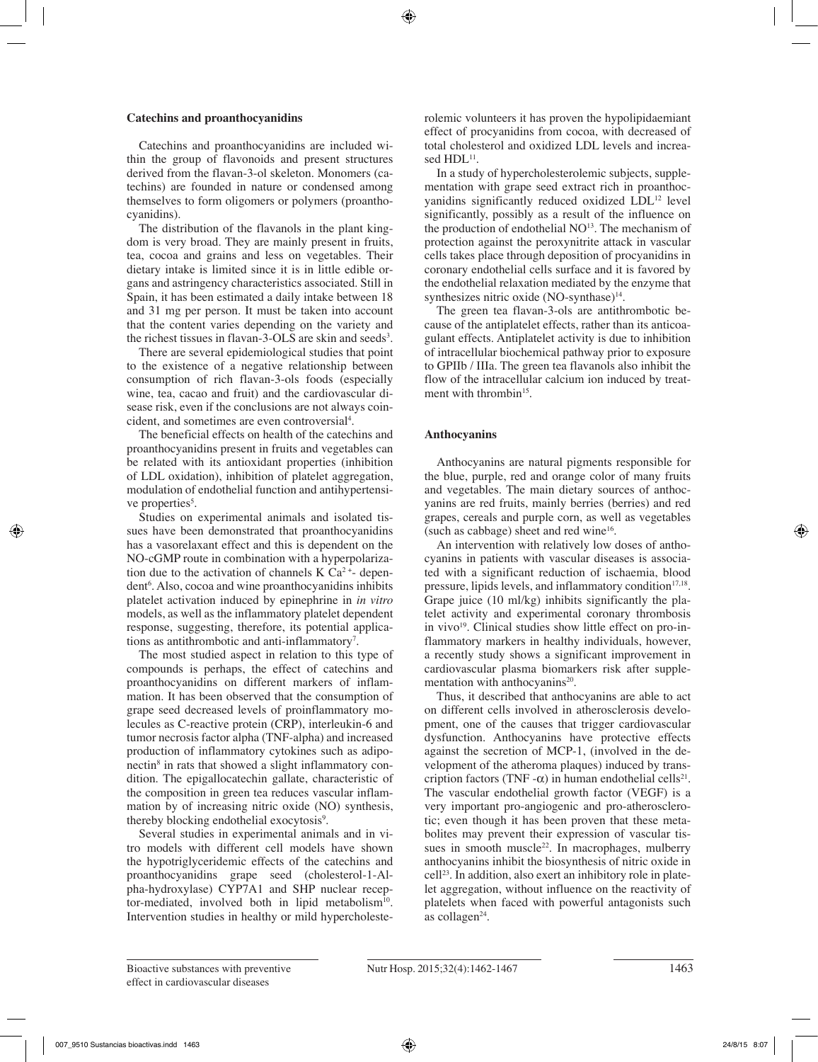## Catechins and proanthocyanidins

Catechins and proanthocyanidins are included within the group of flavonoids and present structures derived from the flavan-3-ol skeleton. Monomers (catechins) are founded in nature or condensed among themselves to form oligomers or polymers (proanthocyanidins).

The distribution of the flavanols in the plant kingdom is very broad. They are mainly present in fruits, tea, cocoa and grains and less on vegetables. Their dietary intake is limited since it is in little edible organs and astringency characteristics associated. Still in Spain, it has been estimated a daily intake between 18 and 31 mg per person. It must be taken into account that the content varies depending on the variety and the richest tissues in flavan-3-OLS are skin and seeds[3].

There are several epidemiological studies that point to the existence of a negative relationship between consumption of rich flavan-3-ols foods (especially wine, tea, cacao and fruit) and the cardiovascular disease risk, even if the conclusions are not always coincident, and sometimes are even controversial[4].

The beneficial effects on health of the catechins and proanthocyanidins present in fruits and vegetables can be related with its antioxidant properties (inhibition of LDL oxidation), inhibition of platelet aggregation, modulation of endothelial function and antihypertensive properties[5].

Studies on experimental animals and isolated tissues have been demonstrated that proanthocyanidins has a vasorelaxant effect and this is dependent on the NO-cGMP route in combination with a hyperpolarization due to the activation of channels K $Ca^{2+}$- dependent[6]. Also, cocoa and wine proanthocyanidins inhibits platelet activation induced by epinephrine in *in vitro* models, as well as the inflammatory platelet dependent response, suggesting, therefore, its potential applications as antithrombotic and anti-inflammatory[7].

The most studied aspect in relation to this type of compounds is perhaps, the effect of catechins and proanthocyanidins on different markers of inflammation. It has been observed that the consumption of grape seed decreased levels of proinflammatory molecules as C-reactive protein (CRP), interleukin-6 and tumor necrosis factor alpha (TNF-alpha) and increased production of inflammatory cytokines such as adiponectin[8] in rats that showed a slight inflammatory condition. The epigallocatechin gallate, characteristic of the composition in green tea reduces vascular inflammation by of increasing nitric oxide (NO) synthesis, thereby blocking endothelial exocytosis[9].

Several studies in experimental animals and in vitro models with different cell models have shown the hypotriglyceridemic effects of the catechins and proanthocyanidins grape seed (cholesterol-1-Alpha-hydroxylase) CYP7A1 and SHP nuclear receptor-mediated, involved both in lipid metabolism[10]. Intervention studies in healthy or mild hypercholesterolemic volunteers it has proven the hypolipidaemiant effect of procyanidins from cocoa, with decreased of total cholesterol and oxidized LDL levels and increased HDL[11].

In a study of hypercholesterolemic subjects, supplementation with grape seed extract rich in proanthocyanidins significantly reduced oxidized LDL[12] level significantly, possibly as a result of the influence on the production of endothelial NO[13]. The mechanism of protection against the peroxynitrite attack in vascular cells takes place through deposition of procyanidins in coronary endothelial cells surface and it is favored by the endothelial relaxation mediated by the enzyme that synthesizes nitric oxide (NO-synthase)[14].

The green tea flavan-3-ols are antithrombotic because of the antiplatelet effects, rather than its anticoagulant effects. Antiplatelet activity is due to inhibition of intracellular biochemical pathway prior to exposure to GPIIb / IIIa. The green tea flavanols also inhibit the flow of the intracellular calcium ion induced by treatment with thrombin[15].

## Anthocyanins

Anthocyanins are natural pigments responsible for the blue, purple, red and orange color of many fruits and vegetables. The main dietary sources of anthocyanins are red fruits, mainly berries (berries) and red grapes, cereals and purple corn, as well as vegetables (such as cabbage) sheet and red wine[16].

An intervention with relatively low doses of anthocyanins in patients with vascular diseases is associated with a significant reduction of ischaemia, blood pressure, lipids levels, and inflammatory condition[17,18]. Grape juice (10 ml/kg) inhibits significantly the platelet activity and experimental coronary thrombosis in vivo[19]. Clinical studies show little effect on pro-inflammatory markers in healthy individuals, however, a recently study shows a significant improvement in cardiovascular plasma biomarkers risk after supplementation with anthocyanins[20].

Thus, it described that anthocyanins are able to act on different cells involved in atherosclerosis development, one of the causes that trigger cardiovascular dysfunction. Anthocyanins have protective effects against the secretion of MCP-1, (involved in the development of the atheroma plaques) induced by transcription factors (TNF -$\alpha$) in human endothelial cells[21]. The vascular endothelial growth factor (VEGF) is a very important pro-angiogenic and pro-atherosclerotic; even though it has been proven that these metabolites may prevent their expression of vascular tissues in smooth muscle[22]. In macrophages, mulberry anthocyanins inhibit the biosynthesis of nitric oxide in cell[23]. In addition, also exert an inhibitory role in platelet aggregation, without influence on the reactivity of platelets when faced with powerful antagonists such as collagen[24].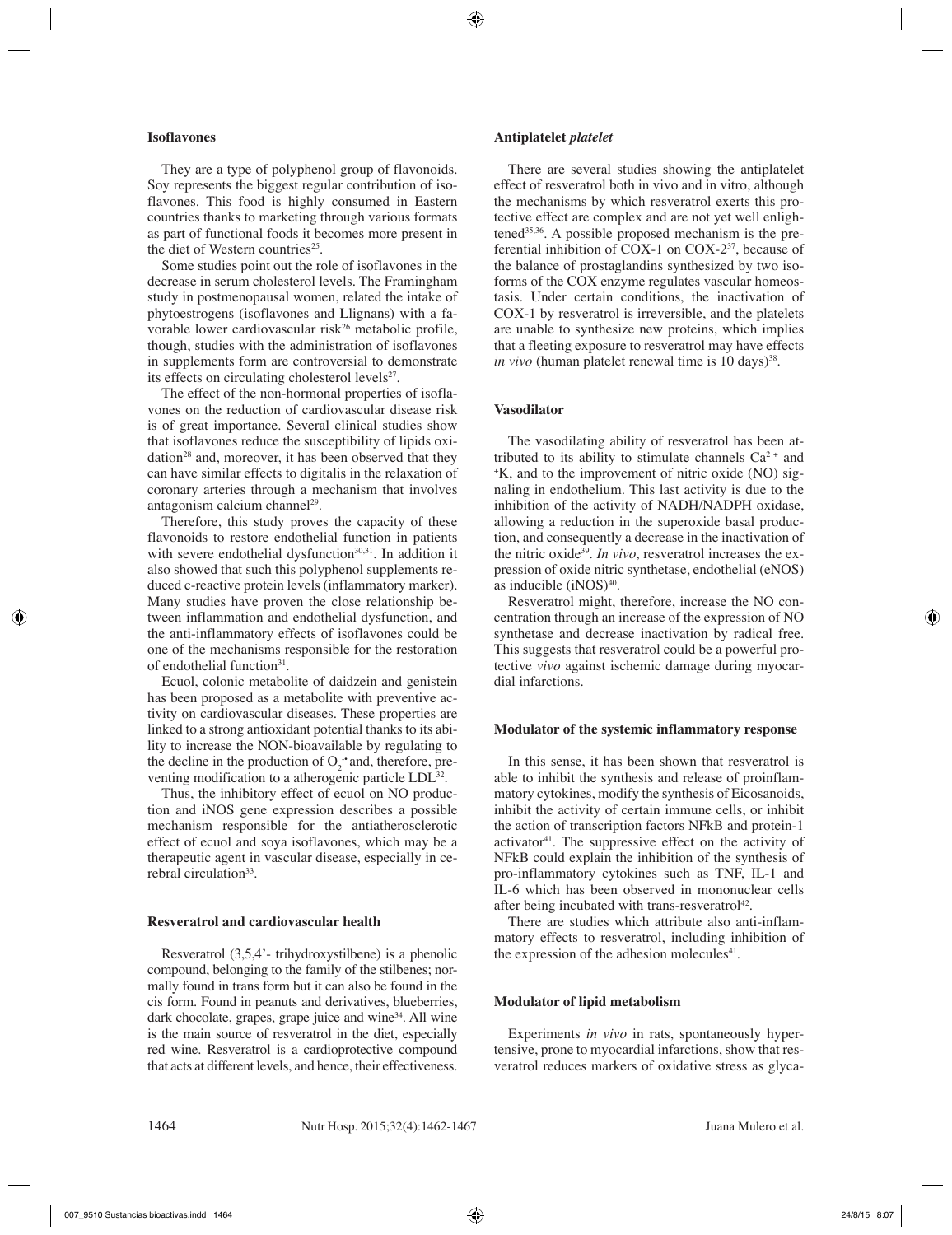### Isoflavones

They are a type of polyphenol group of flavonoids. Soy represents the biggest regular contribution of isoflavones. This food is highly consumed in Eastern countries thanks to marketing through various formats as part of functional foods it becomes more present in the diet of Western countries[25].

Some studies point out the role of isoflavones in the decrease in serum cholesterol levels. The Framingham study in postmenopausal women, related the intake of phytoestrogens (isoflavones and Llignans) with a favorable lower cardiovascular risk[26] metabolic profile, though, studies with the administration of isoflavones in supplements form are controversial to demonstrate its effects on circulating cholesterol levels[27].

The effect of the non-hormonal properties of isoflavones on the reduction of cardiovascular disease risk is of great importance. Several clinical studies show that isoflavones reduce the susceptibility of lipids oxidation[28] and, moreover, it has been observed that they can have similar effects to digitalis in the relaxation of coronary arteries through a mechanism that involves antagonism calcium channel[29].

Therefore, this study proves the capacity of these flavonoids to restore endothelial function in patients with severe endothelial dysfunction[30,31]. In addition it also showed that such this polyphenol supplements reduced c-reactive protein levels (inflammatory marker). Many studies have proven the close relationship between inflammation and endothelial dysfunction, and the anti-inflammatory effects of isoflavones could be one of the mechanisms responsible for the restoration of endothelial function[31].

Ecuol, colonic metabolite of daidzein and genistein has been proposed as a metabolite with preventive activity on cardiovascular diseases. These properties are linked to a strong antioxidant potential thanks to its ability to increase the NON-bioavailable by regulating to the decline in the production of $O_2^{\bullet-}$ and, therefore, preventing modification to a atherogenic particle LDL[32].

Thus, the inhibitory effect of ecuol on NO production and iNOS gene expression describes a possible mechanism responsible for the antiatherosclerotic effect of ecuol and soya isoflavones, which may be a therapeutic agent in vascular disease, especially in cerebral circulation[33].

### Resveratrol and cardiovascular health

Resveratrol (3,5,4'- trihydroxystilbene) is a phenolic compound, belonging to the family of the stilbenes; normally found in trans form but it can also be found in the cis form. Found in peanuts and derivatives, blueberries, dark chocolate, grapes, grape juice and wine[34]. All wine is the main source of resveratrol in the diet, especially red wine. Resveratrol is a cardioprotective compound that acts at different levels, and hence, their effectiveness.

### Antiplatelet *platelet*

There are several studies showing the antiplatelet effect of resveratrol both in vivo and in vitro, although the mechanisms by which resveratrol exerts this protective effect are complex and are not yet well enlightened[35,36]. A possible proposed mechanism is the preferential inhibition of COX-1 on COX-2[37], because of the balance of prostaglandins synthesized by two isoforms of the COX enzyme regulates vascular homeostasis. Under certain conditions, the inactivation of COX-1 by resveratrol is irreversible, and the platelets are unable to synthesize new proteins, which implies that a fleeting exposure to resveratrol may have effects *in vivo* (human platelet renewal time is 10 days)[38].

### Vasodilator

The vasodilating ability of resveratrol has been attributed to its ability to stimulate channels $Ca^{2+}$ and $^{+}K$, and to the improvement of nitric oxide (NO) signaling in endothelium. This last activity is due to the inhibition of the activity of NADH/NADPH oxidase, allowing a reduction in the superoxide basal production, and consequently a decrease in the inactivation of the nitric oxide[39]. *In vivo*, resveratrol increases the expression of oxide nitric synthetase, endothelial (eNOS) as inducible (iNOS)[40].

Resveratrol might, therefore, increase the NO concentration through an increase of the expression of NO synthetase and decrease inactivation by radical free. This suggests that resveratrol could be a powerful protective *vivo* against ischemic damage during myocardial infarctions.

### Modulator of the systemic inflammatory response

In this sense, it has been shown that resveratrol is able to inhibit the synthesis and release of proinflammatory cytokines, modify the synthesis of Eicosanoids, inhibit the activity of certain immune cells, or inhibit the action of transcription factors NFkB and protein-1 activator[41]. The suppressive effect on the activity of NFkB could explain the inhibition of the synthesis of pro-inflammatory cytokines such as TNF, IL-1 and IL-6 which has been observed in mononuclear cells after being incubated with trans-resveratrol[42].

There are studies which attribute also anti-inflammatory effects to resveratrol, including inhibition of the expression of the adhesion molecules[41].

### Modulator of lipid metabolism

Experiments *in vivo* in rats, spontaneously hypertensive, prone to myocardial infarctions, show that resveratrol reduces markers of oxidative stress as glyca-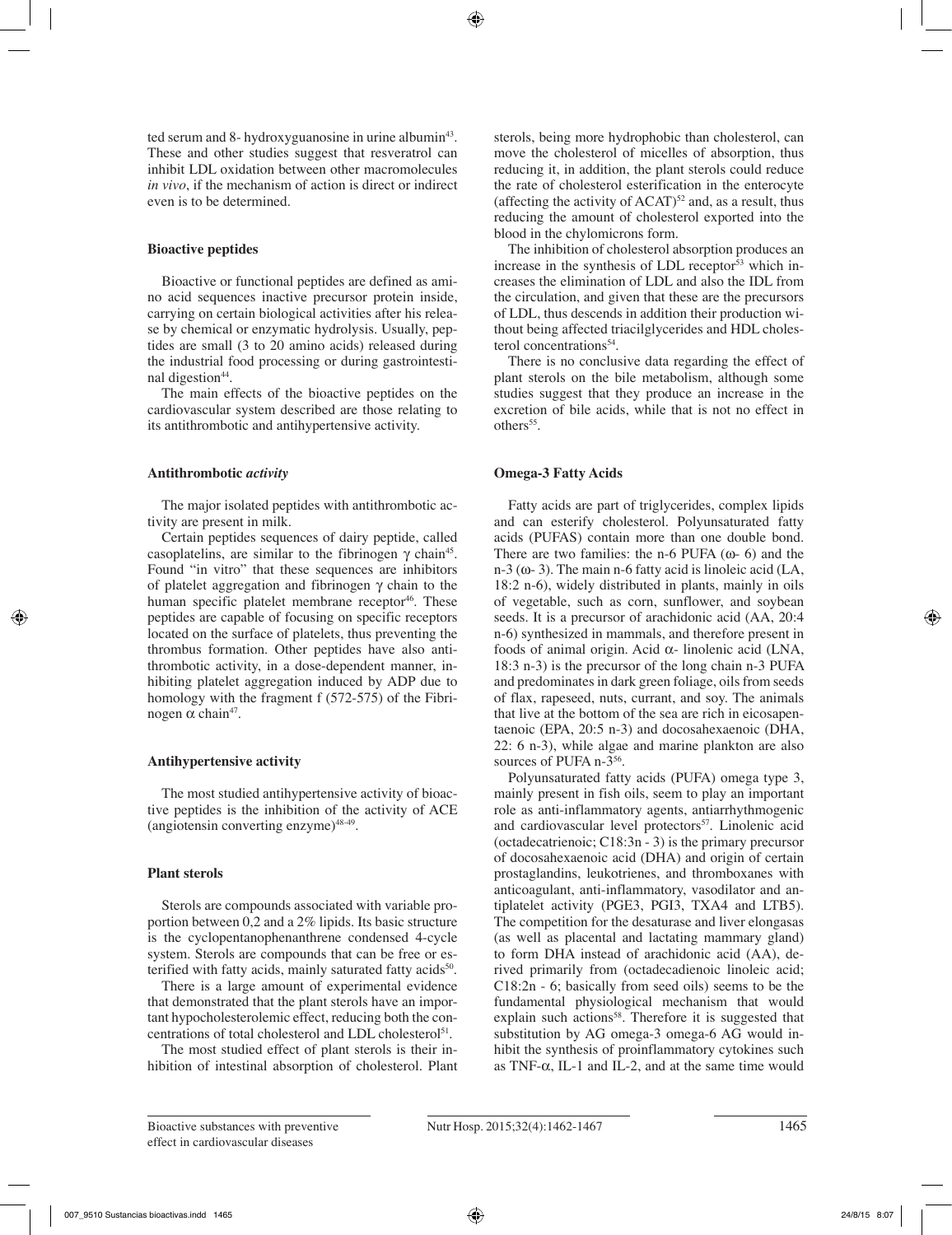ted serum and 8- hydroxyguanosine in urine albumin[43]. These and other studies suggest that resveratrol can inhibit LDL oxidation between other macromolecules *in vivo*, if the mechanism of action is direct or indirect even is to be determined.

### Bioactive peptides

Bioactive or functional peptides are defined as amino acid sequences inactive precursor protein inside, carrying on certain biological activities after his release by chemical or enzymatic hydrolysis. Usually, peptides are small (3 to 20 amino acids) released during the industrial food processing or during gastrointestinal digestion[44].

The main effects of the bioactive peptides on the cardiovascular system described are those relating to its antithrombotic and antihypertensive activity.

### Antithrombotic *activity*

The major isolated peptides with antithrombotic activity are present in milk.

Certain peptides sequences of dairy peptide, called casoplatelins, are similar to the fibrinogen $\gamma$ chain[45]. Found "in vitro" that these sequences are inhibitors of platelet aggregation and fibrinogen $\gamma$ chain to the human specific platelet membrane receptor[46]. These peptides are capable of focusing on specific receptors located on the surface of platelets, thus preventing the thrombus formation. Other peptides have also antithrombotic activity, in a dose-dependent manner, inhibiting platelet aggregation induced by ADP due to homology with the fragment f (572-575) of the Fibrinogen $\alpha$ chain[47].

### Antihypertensive activity

The most studied antihypertensive activity of bioactive peptides is the inhibition of the activity of ACE (angiotensin converting enzyme)[48-49].

### Plant sterols

Sterols are compounds associated with variable proportion between 0,2 and a 2% lipids. Its basic structure is the cyclopentanophenanthrene condensed 4-cycle system. Sterols are compounds that can be free or esterified with fatty acids, mainly saturated fatty acids[50].

There is a large amount of experimental evidence that demonstrated that the plant sterols have an important hypocholesterolemic effect, reducing both the concentrations of total cholesterol and LDL cholesterol[51].

The most studied effect of plant sterols is their inhibition of intestinal absorption of cholesterol. Plant sterols, being more hydrophobic than cholesterol, can move the cholesterol of micelles of absorption, thus reducing it, in addition, the plant sterols could reduce the rate of cholesterol esterification in the enterocyte (affecting the activity of ACAT)[52] and, as a result, thus reducing the amount of cholesterol exported into the blood in the chylomicrons form.

The inhibition of cholesterol absorption produces an increase in the synthesis of LDL receptor[53] which increases the elimination of LDL and also the IDL from the circulation, and given that these are the precursors of LDL, thus descends in addition their production without being affected triacilglycerides and HDL cholesterol concentrations[54].

There is no conclusive data regarding the effect of plant sterols on the bile metabolism, although some studies suggest that they produce an increase in the excretion of bile acids, while that is not no effect in others[55].

### Omega-3 Fatty Acids

Fatty acids are part of triglycerides, complex lipids and can esterify cholesterol. Polyunsaturated fatty acids (PUFAS) contain more than one double bond. There are two families: the n-6 PUFA ($\omega$- 6) and the n-3 ($\omega$- 3). The main n-6 fatty acid is linoleic acid (LA, 18:2 n-6), widely distributed in plants, mainly in oils of vegetable, such as corn, sunflower, and soybean seeds. It is a precursor of arachidonic acid (AA, 20:4 n-6) synthesized in mammals, and therefore present in foods of animal origin. Acid $\alpha$- linolenic acid (LNA, 18:3 n-3) is the precursor of the long chain n-3 PUFA and predominates in dark green foliage, oils from seeds of flax, rapeseed, nuts, currant, and soy. The animals that live at the bottom of the sea are rich in eicosapentaenoic (EPA, 20:5 n-3) and docosahexaenoic (DHA, 22: 6 n-3), while algae and marine plankton are also sources of PUFA n-3[56].

Polyunsaturated fatty acids (PUFA) omega type 3, mainly present in fish oils, seem to play an important role as anti-inflammatory agents, antiarrhythmogenic and cardiovascular level protectors[57]. Linolenic acid (octadecatrienoic; C18:3n - 3) is the primary precursor of docosahexaenoic acid (DHA) and origin of certain prostaglandins, leukotrienes, and thromboxanes with anticoagulant, anti-inflammatory, vasodilator and antiplatelet activity (PGE3, PGI3, TXA4 and LTB5). The competition for the desaturase and liver elongasas (as well as placental and lactating mammary gland) to form DHA instead of arachidonic acid (AA), derived primarily from (octadecadienoic linoleic acid; C18:2n - 6; basically from seed oils) seems to be the fundamental physiological mechanism that would explain such actions[58]. Therefore it is suggested that substitution by AG omega-3 omega-6 AG would inhibit the synthesis of proinflammatory cytokines such as TNF-$\alpha$, IL-1 and IL-2, and at the same time would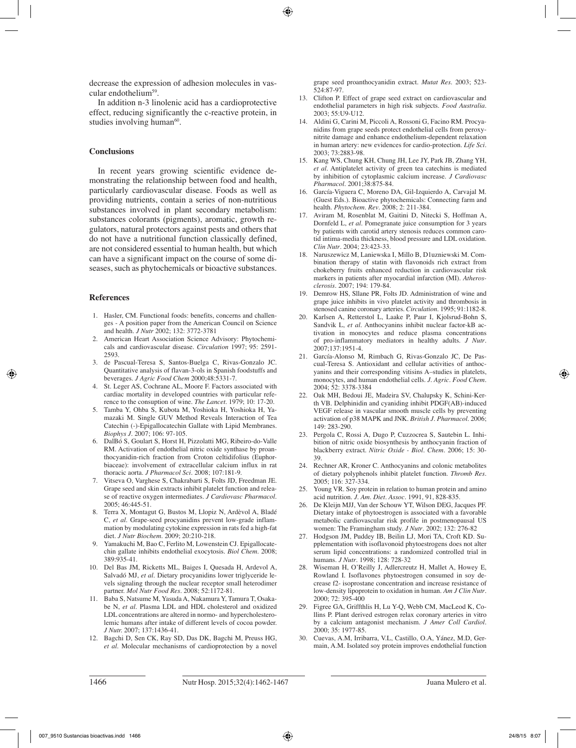decrease the expression of adhesion molecules in vascular endothelium[59].

In addition n-3 linolenic acid has a cardioprotective effect, reducing significantly the c-reactive protein, in studies involving human[60].

## Conclusions

In recent years growing scientific evidence demonstrating the relationship between food and health, particularly cardiovascular disease. Foods as well as providing nutrients, contain a series of non-nutritious substances involved in plant secondary metabolism: substances colorants (pigments), aromatic, growth regulators, natural protectors against pests and others that do not have a nutritional function classically defined, are not considered essential to human health, but which can have a significant impact on the course of some diseases, such as phytochemicals or bioactive substances.

## References

1. Hasler, CM. Functional foods: benefits, concerns and challenges - A position paper from the American Council on Science and health. *J Nutr* 2002; 132: 3772-3781
2. American Heart Association Science Advisory: Phytochemicals and cardiovascular disease. *Circulation* 1997; 95: 2591-2593.
3. de Pascual-Teresa S, Santos-Buelga C, Rivas-Gonzalo JC. Quantitative analysis of flavan-3-ols in Spanish foodstuffs and beverages. *J Agric Food Chem* 2000;48:5331-7.
4. St. Leger AS, Cochrane AL, Moore F. Factors associated with cardiac mortality in developed countries with particular reference to the consuption of wine. *The Lancet*. 1979; 10: 17-20.
5. Tamba Y, Ohba S, Kubota M, Yoshioka H, Yoshioka H, Yamazaki M. Single GUV Method Reveals Interaction of Tea Catechin (-)-Epigallocatechin Gallate with Lipid Membranes. *Biophys J*. 2007; 106: 97-105.
6. DalBó S, Goulart S, Horst H, Pizzolatti MG, Ribeiro-do-Valle RM. Activation of endothelial nitric oxide synthase by proanthocyanidin-rich fraction from Croton celtidifolius (Euphorbiaceae): involvement of extracellular calcium influx in rat thoracic aorta. *J Pharmacol Sci*. 2008; 107:181-9.
7. Vitseva O, Varghese S, Chakrabarti S, Folts JD, Freedman JE. Grape seed and skin extracts inhibit platelet function and release of reactive oxygen intermediates. *J Cardiovasc Pharmacol*. 2005; 46:445-51.
8. Terra X, Montagut G, Bustos M, Llopiz N, Ardèvol A, Bladé C, *et al*. Grape-seed procyanidins prevent low-grade inflammation by modulating cytokine expression in rats fed a high-fat diet. *J Nutr Biochem*. 2009; 20:210-218.
9. Yamakuchi M, Bao C, Ferlito M, Lowenstein CJ. Epigallocatechin gallate inhibits endothelial exocytosis. *Biol Chem*. 2008; 389:935-41.
10. Del Bas JM, Ricketts ML, Baiges I, Quesada H, Ardevol A, Salvadó MJ, *et al*. Dietary procyanidins lower triglyceride levels signaling through the nuclear receptor small heterodimer partner. *Mol Nutr Food Res*. 2008; 52:1172-81.
11. Baba S, Natsume M, Yasuda A, Nakamura Y, Tamura T, Osakabe N, *et al*. Plasma LDL and HDL cholesterol and oxidized LDL concentrations are altered in normo- and hypercholesterolemic humans after intake of different levels of cocoa powder. *J Nutr*. 2007; 137:1436-41.
12. Bagchi D, Sen CK, Ray SD, Das DK, Bagchi M, Preuss HG, *et al*. Molecular mechanisms of cardioprotection by a novel grape seed proanthocyanidin extract. *Mutat Res*. 2003; 523-524:87-97.
13. Clifton P. Effect of grape seed extract on cardiovascular and endothelial parameters in high risk subjects. *Food Australia*. 2003; 55:U9-U12.
14. Aldini G, Carini M, Piccoli A, Rossoni G, Facino RM. Procyanidins from grape seeds protect endothelial cells from peroxynitrite damage and enhance endothelium-dependent relaxation in human artery: new evidences for cardio-protection. *Life Sci*. 2003; 73:2883-98.
15. Kang WS, Chung KH, Chung JH, Lee JY, Park JB, Zhang YH, *et al*. Antiplatelet activity of green tea catechins is mediated by inhibition of cytoplasmic calcium increase. *J Cardiovasc Pharmacol*. 2001;38:875-84.
16. García-Viguera C, Moreno DA, Gil-Izquierdo A, Carvajal M. (Guest Eds.). Bioactive phytochemicals: Connecting farm and health. *Phytochem. Rev*. 2008; 2: 211-384.
17. Aviram M, Rosenblat M, Gaitini D, Nitecki S, Hoffman A, Dornfeld L, *et al*. Pomegranate juice consumption for 3 years by patients with carotid artery stenosis reduces common carotid intima-media thickness, blood pressure and LDL oxidation. *Clin Nutr*. 2004; 23:423-33.
18. Naruszewicz M, Laniewska I, Millo B, D1uzniewski M. Combination therapy of statin with flavonoids rich extract from chokeberry fruits enhanced reduction in cardiovascular risk markers in patients after myocardial infarction (MI). *Atherosclerosis*. 2007; 194: 179-84.
19. Demrow HS, Sllane PR, Folts JD. Administration of wine and grape juice inhibits in vivo platelet activity and thrombosis in stenosed canine coronary arteries. *Circulation*. 1995; 91:1182-8.
20. Karlsen A, Retterstol L, Laake P, Paur I, Kjolsrud-Bohn S, Sandvik L, *et al*. Anthocyanins inhibit nuclear factor-kB activation in monocytes and reduce plasma concentrations of pro-inflammatory mediators in healthy adults. *J Nutr*. 2007;137:1951-4.
21. García-Alonso M, Rimbach G, Rivas-Gonzalo JC, De Pascual-Teresa S. Antioxidant and cellular activities of anthocyanins and their corresponding vitisins A–studies in platelets, monocytes, and human endothelial cells. *J. Agric. Food Chem*. 2004; 52: 3378-3384
22. Oak MH, Bedoui JE, Madeira SV, Chalupsky K, Schini-Kerth VB. Delphinidin and cyaniding inhibit PDGF(AB)-induced VEGF release in vascular smooth muscle cells by preventing activation of p38 MAPK and JNK. *British J. Pharmacol*. 2006; 149: 283-290.
23. Pergola C, Rossi A, Dugo P, Cuzzocrea S, Sautebin L. Inhibition of nitric oxide biosynthesis by anthocyanin fraction of blackberry extract. *Nitric Oxide - Biol. Chem*. 2006; 15: 30-39.
24. Rechner AR, Kroner C. Anthocyanins and colonic metabolites of dietary polyphenols inhibit platelet function. *Thromb Res*. 2005; 116: 327-334.
25. Young VR. Soy protein in relation to human protein and amino acid nutrition. *J. Am. Diet. Assoc*. 1991, 91, 828-835.
26. De Kleijn MJJ, Van der Schouw YT, Wilson DEG, Jacques PF. Dietary intake of phytoestrogen is associated with a favorable metabolic cardiovascular risk profile in postmenopausal US women: The Framingham study. *J Nutr*. 2002; 132: 276-82
27. Hodgson JM, Puddey IB, Beilin LJ, Mori TA, Croft KD. Supplementation with isoflavonoid phytoestrogens does not alter serum lipid concentrations: a randomized controlled trial in humans. *J Nutr*. 1998; 128: 728-32
28. Wiseman H, O'Reilly J, Adlercreutz H, Mallet A, Howey E, Rowland I. Isoflavones phytoestrogen consumed in soy decrease f2- isoprostane concentration and increase resistance of low-density lipoprotein to oxidation in human. *Am J Clin Nutr*. 2000; 72: 395-400
29. Figree GA, Griffthlis H, Lu Y-Q, Webb CM, MacLeod K, Collins P. Plant derived estrogen relax coronary arteries in vitro by a calcium antagonist mechanism. *J Amer Coll Cardiol*. 2000; 35: 1977-85.
30. Cuevas, A.M, Irribarra, V.L, Castillo, O.A, Yánez, M.D, Germain, A.M. Isolated soy protein improves endothelial function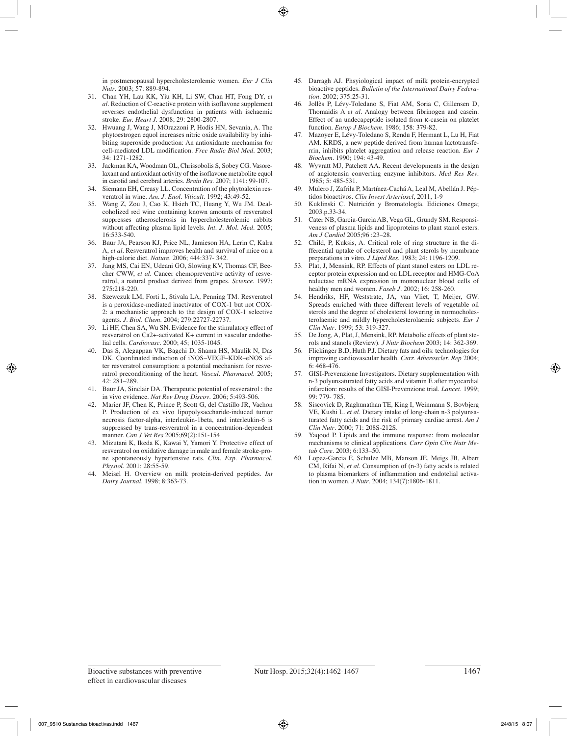in postmenopausal hypercholesterolemic women. *Eur J Clin Nutr*. 2003; 57: 889-894.

31. Chan YH, Lau KK, Yiu KH, Li SW, Chan HT, Fong DY, *et al*. Reduction of C-reactive protein with isoflavone supplement reverses endothelial dysfunction in patients with ischaemic stroke. *Eur. Heart J*. 2008; 29: 2800-2807.
32. Hwuang J, Wang J, MOrazzoni P, Hodis HN, Sevania, A. The phytoestrogen equol increases nitric oxide availability by inhibiting superoxide production: An antioxidant mechamisn for cell-mediated LDL modification. *Free Radic Biol Med*. 2003; 34: 1271-1282.
33. Jackman KA, Woodman OL, Chrissobolis S, Sobey CG. Vasorelaxant and antioxidant activity of the isoflavone metabolite equol in carotid and cerebral arteries. *Brain Res*. 2007; 1141: 99-107.
34. Siemann EH, Creasy LL. Concentration of the phytoalexin resveratrol in wine. *Am. J. Enol. Viticult*. 1992; 43:49-52.
35. Wang Z, Zou J, Cao K, Hsieh TC, Huang Y, Wu JM. Dealcoholized red wine containing known amounts of resveratrol suppresses atherosclerosis in hypercholesterolemic rabbits without affecting plasma lipid levels. *Int. J. Mol. Med*. 2005; 16:533-540.
36. Baur JA, Pearson KJ, Price NL, Jamieson HA, Lerin C, Kalra A, *et al*. Resveratrol improves health and survival of mice on a high-calorie diet. *Nature*. 2006; 444:337- 342.
37. Jang MS, Cai EN, Udeani GO, Slowing KV, Thomas CF, Beecher CWW, *et al*. Cancer chemopreventive activity of resveratrol, a natural product derived from grapes. *Science*. 1997; 275:218-220.
38. Szewczuk LM, Forti L, Stivala LA, Penning TM. Resveratrol is a peroxidase-mediated inactivator of COX-1 but not COX-2: a mechanistic approach to the design of COX-1 selective agents. *J. Biol. Chem*. 2004; 279:22727-22737.
39. Li HF, Chen SA, Wu SN. Evidence for the stimulatory effect of resveratrol on Ca2+-activated K+ current in vascular endothelial cells. *Cardiovasc*. 2000; 45; 1035-1045.
40. Das S, Alegappan VK, Bagchi D, Shama HS, Maulik N, Das DK. Coordinated induction of iNOS–VEGF–KDR–eNOS after resveratrol consumption: a potential mechanism for resveratrol preconditioning of the heart. *Vascul. Pharmacol*. 2005; 42: 281–289.
41. Baur JA, Sinclair DA. Therapeutic potential of resveratrol : the in vivo evidence. *Nat Rev Drug Discov*. 2006; 5:493-506.
42. Marier JF, Chen K, Prince P, Scott G, del Castillo JR, Vachon P. Production of ex vivo lipopolysaccharide-induced tumor necrosis factor-alpha, interleukin-1beta, and interleukin-6 is suppressed by trans-resveratrol in a concentration-dependent manner. *Can J Vet Res* 2005;69(2):151-154
43. Mizutani K, Ikeda K, Kawai Y, Yamori Y. Protective effect of resveratrol on oxidative damage in male and female stroke-prone spontaneously hypertensive rats. *Clin. Exp. Pharmacol. Physiol*. 2001; 28:55-59.
44. Meisel H. Overview on milk protein-derived peptides. *Int Dairy Journal*. 1998; 8:363-73.
45. Darragh AJ. Phsyiological impact of milk protein-encrypted bioactive peptides. *Bulletin of the International Dairy Federation*. 2002; 375:25-31.
46. Jollès P, Lévy-Toledano S, Fiat AM, Soria C, Gillensen D, Thomaidis A *et al*. Analogy between fibrinogen and casein. Effect of an undecapeptide isolated from κ-casein on platelet function. *Europ J Biochem*. 1986; 158: 379-82.
47. Mazoyer E, Lévy-Toledano S, Rendu F, Hermant L, Lu H, Fiat AM. KRDS, a new peptide derived from human lactotransferrin, inhibits platelet aggregation and release reaction. *Eur J Biochem*. 1990; 194: 43-49.
48. Wyvratt MJ, Patchett AA. Recent developments in the design of angiotensin converting enzyme inhibitors. *Med Res Rev*. 1985; 5: 485-531.
49. Mulero J, Zafrila P, Martínez-Cachá A, Leal M, Abellán J. Péptidos bioactivos. *Clin Invest Arterioscl*, 2011, 1-9
50. Kuklinski C. Nutrición y Bromatología. Ediciones Omega; 2003.p.33-34.
51. Cater NB, Garcia-Garcia AB, Vega GL, Grundy SM. Responsiveness of plasma lipids and lipoproteins to plant stanol esters. *Am J Cardiol* 2005;96 :23–28.
52. Child, P, Kuksis, A. Critical role of ring structure in the differential uptake of colesterol and plant sterols by membrane preparations in vitro. *J Lipid Res*. 1983; 24: 1196-1209.
53. Plat, J, Mensink, RP. Effects of plant stanol esters on LDL receptor protein expression and on LDL receptor and HMG-CoA reductase mRNA expression in mononuclear blood cells of healthy men and women. *Faseb J*. 2002; 16: 258-260.
54. Hendriks, HF, Weststrate, JA, van Vliet, T, Meijer, GW. Spreads enriched with three different levels of vegetable oil sterols and the degree of cholesterol lowering in normocholesterolaemic and mildly hypercholesterolaemic subjects. *Eur J Clin Nutr*. 1999; 53: 319-327.
55. De Jong, A, Plat, J, Mensink, RP. Metabolic effects of plant sterols and stanols (Review). *J Nutr Biochem* 2003; 14: 362-369.
56. Flickinger B.D, Huth P.J. Dietary fats and oils: technologies for improving cardiovascular health. *Curr. Atheroscler. Rep* 2004; 6: 468-476.
57. GISI-Prevenzione Investigators. Dietary supplementation with n-3 polyunsaturated fatty acids and vitamin E after myocardial infarction: results of the GISI-Prevenzione trial. *Lancet*. 1999; 99: 779- 785.
58. Siscovick D, Raghunathan TE, King I, Weinmann S, Bovbjerg VE, Kushi L. *et al*. Dietary intake of long-chain n-3 polyunsaturated fatty acids and the risk of primary cardiac arrest. *Am J Clin Nutr*. 2000; 71: 208S-212S.
59. Yaqood P. Lipids and the immune response: from molecular mechanisms to clinical applications. *Curr Opin Clin Nutr Metab Care*. 2003; 6:133–50.
60. Lopez-Garcia E, Schulze MB, Manson JE, Meigs JB, Albert CM, Rifai N, *et al*. Consumption of (n-3) fatty acids is related to plasma biomarkers of inflammation and endotelial activation in women. *J Nutr*. 2004; 134(7):1806-1811.